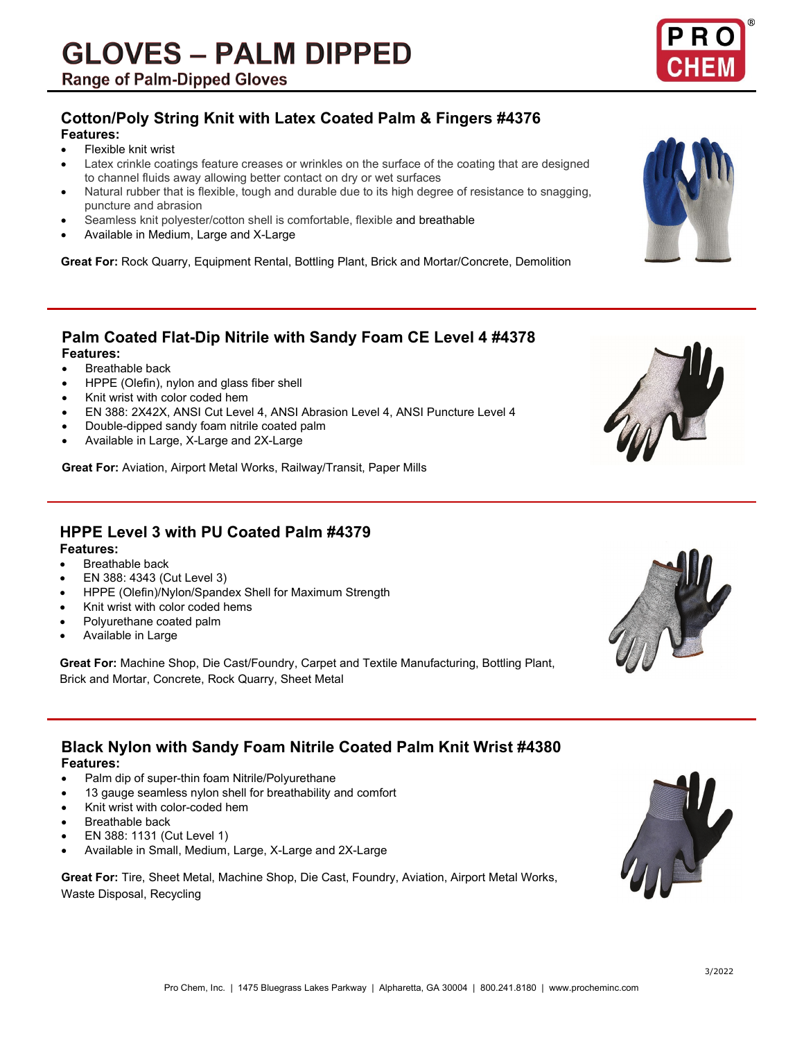# GLOVES – PALM DIPPED

## Range of Palm-Dipped Gloves

### Cotton/Poly String Knit with Latex Coated Palm & Fingers #4376

**Features:**

- Flexible knit wrist
- Latex crinkle coatings feature creases or wrinkles on the surface of the coating that are designed to channel fluids away allowing better contact on dry or wet surfaces
- Natural rubber that is flexible, tough and durable due to its high degree of resistance to snagging, puncture and abrasion
- Seamless knit polyester/cotton shell is comfortable, flexible and breathable
- Available in Medium, Large and X-Large

**Great For:** Rock Quarry, Equipment Rental, Bottling Plant, Brick and Mortar/Concrete, Demolition

### Palm Coated Flat-Dip Nitrile with Sandy Foam CE Level 4 #4378

**Features:**

- Breathable back
- HPPE (Olefin), nylon and glass fiber shell
- Knit wrist with color coded hem
- EN 388: 2X42X, ANSI Cut Level 4, ANSI Abrasion Level 4, ANSI Puncture Level 4
- Double-dipped sandy foam nitrile coated palm
- Available in Large, X-Large and 2X-Large

**Great For:** Aviation, Airport Metal Works, Railway/Transit, Paper Mills

### HPPE Level 3 with PU Coated Palm #4379

**Features:**

- Breathable back
- EN 388: 4343 (Cut Level 3)
- HPPE (Olefin)/Nylon/Spandex Shell for Maximum Strength
- Knit wrist with color coded hems
- Polyurethane coated palm
- Available in Large

**Great For:** Machine Shop, Die Cast/Foundry, Carpet and Textile Manufacturing, Bottling Plant, Brick and Mortar, Concrete, Rock Quarry, Sheet Metal

### Black Nylon with Sandy Foam Nitrile Coated Palm Knit Wrist #4380

**Features:**

- Palm dip of super-thin foam Nitrile/Polyurethane
- 13 gauge seamless nylon shell for breathability and comfort
- Knit wrist with color-coded hem
- Breathable back
- EN 388: 1131 (Cut Level 1)
- Available in Small, Medium, Large, X-Large and 2X-Large

**Great For:** Tire, Sheet Metal, Machine Shop, Die Cast, Foundry, Aviation, Airport Metal Works, Waste Disposal, Recycling

3/2022

Pro Chem, Inc. | 1475 Bluegrass Lakes Parkway | Alpharetta, GA 30004 | 800.241.8180 | www.procheminc.com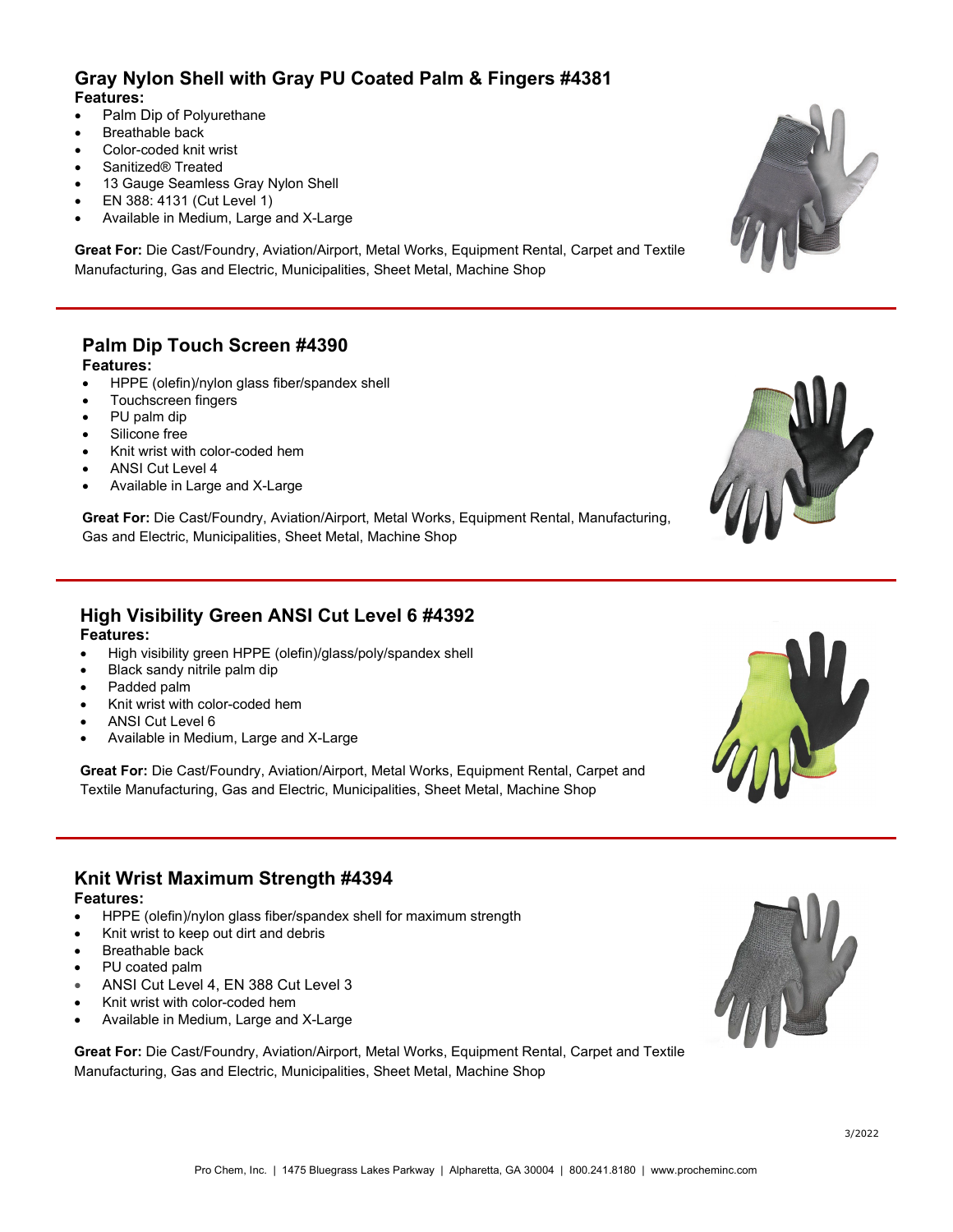## Gray Nylon Shell with Gray PU Coated Palm & Fingers #4381

**Features:**

- Palm Dip of Polyurethane
- Breathable back
- Color-coded knit wrist
- Sanitized® Treated
- 13 Gauge Seamless Gray Nylon Shell
- EN 388: 4131 (Cut Level 1)
- Available in Medium, Large and X-Large

**Great For:** Die Cast/Foundry, Aviation/Airport, Metal Works, Equipment Rental, Carpet and Textile Manufacturing, Gas and Electric, Municipalities, Sheet Metal, Machine Shop

---

## Palm Dip Touch Screen #4390

**Features:**

- HPPE (olefin)/nylon glass fiber/spandex shell
- Touchscreen fingers
- PU palm dip
- Silicone free
- Knit wrist with color-coded hem
- ANSI Cut Level 4
- Available in Large and X-Large

**Great For:** Die Cast/Foundry, Aviation/Airport, Metal Works, Equipment Rental, Manufacturing, Gas and Electric, Municipalities, Sheet Metal, Machine Shop

---

## High Visibility Green ANSI Cut Level 6 #4392

**Features:**

- High visibility green HPPE (olefin)/glass/poly/spandex shell
- Black sandy nitrile palm dip
- Padded palm
- Knit wrist with color-coded hem
- ANSI Cut Level 6
- Available in Medium, Large and X-Large

**Great For:** Die Cast/Foundry, Aviation/Airport, Metal Works, Equipment Rental, Carpet and Textile Manufacturing, Gas and Electric, Municipalities, Sheet Metal, Machine Shop

---

## Knit Wrist Maximum Strength #4394

**Features:**

- HPPE (olefin)/nylon glass fiber/spandex shell for maximum strength
- Knit wrist to keep out dirt and debris
- Breathable back
- PU coated palm
- ANSI Cut Level 4, EN 388 Cut Level 3
- Knit wrist with color-coded hem
- Available in Medium, Large and X-Large

**Great For:** Die Cast/Foundry, Aviation/Airport, Metal Works, Equipment Rental, Carpet and Textile Manufacturing, Gas and Electric, Municipalities, Sheet Metal, Machine Shop

3/2022

Pro Chem, Inc. | 1475 Bluegrass Lakes Parkway | Alpharetta, GA 30004 | 800.241.8180 | www.procheminc.com